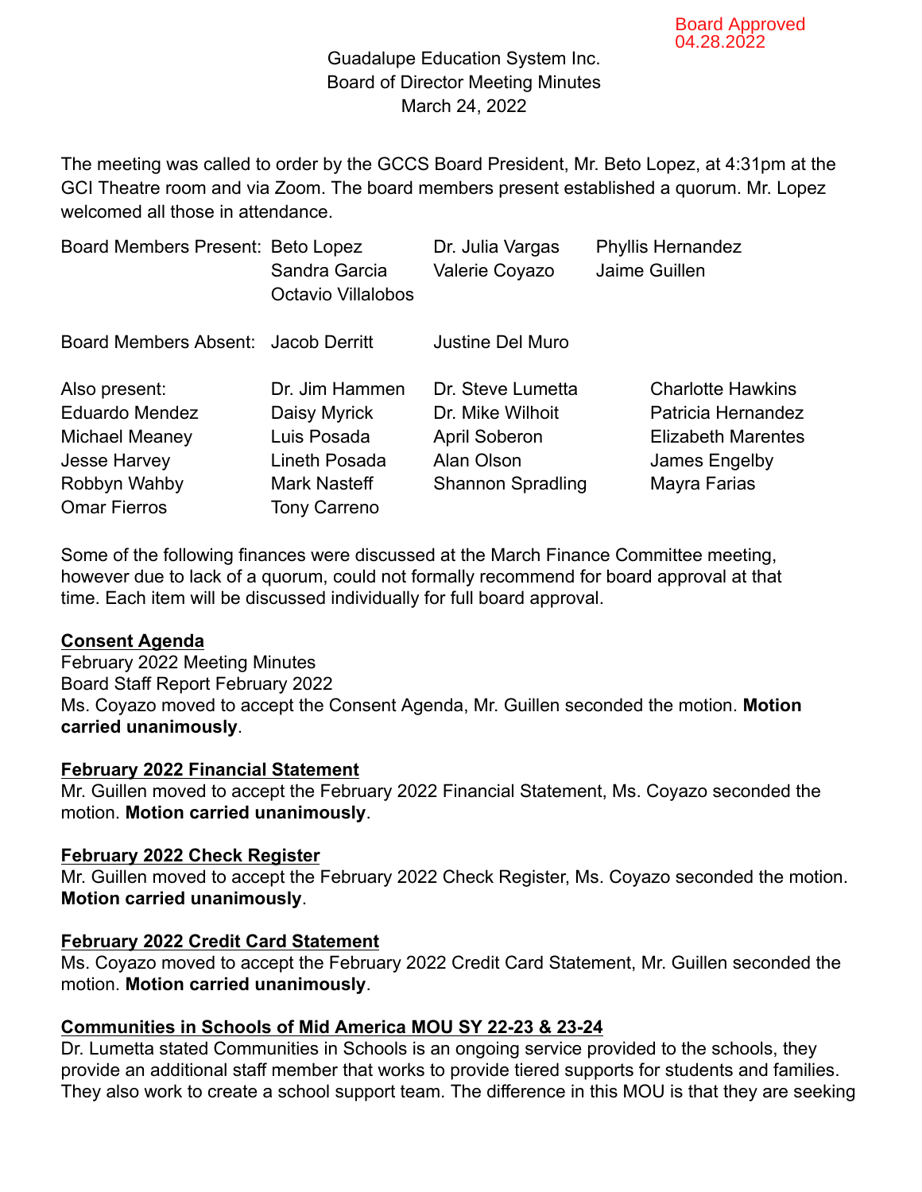Board Approved
04.28.2022

Guadalupe Education System Inc.
Board of Director Meeting Minutes
March 24, 2022

The meeting was called to order by the GCCS Board President, Mr. Beto Lopez, at 4:31pm at the GCI Theatre room and via Zoom. The board members present established a quorum. Mr. Lopez welcomed all those in attendance.

| Board Members Present: | Beto Lopez | Dr. Julia Vargas | Phyllis Hernandez |
|---|---|---|---|
| | Sandra Garcia | Valerie Coyazo | Jaime Guillen |
| | Octavio Villalobos | | |
| Board Members Absent: | Jacob Derritt | Justine Del Muro | |

| Also present: | Dr. Jim Hammen | Dr. Steve Lumetta | Charlotte Hawkins |
|---|---|---|---|
| Eduardo Mendez | Daisy Myrick | Dr. Mike Wilhoit | Patricia Hernandez |
| Michael Meaney | Luis Posada | April Soberon | Elizabeth Marentes |
| Jesse Harvey | Lineth Posada | Alan Olson | James Engelby |
| Robbyn Wahby | Mark Nasteff | Shannon Spradling | Mayra Farias |
| Omar Fierros | Tony Carreno | | |

Some of the following finances were discussed at the March Finance Committee meeting, however due to lack of a quorum, could not formally recommend for board approval at that time. Each item will be discussed individually for full board approval.

**Consent Agenda**
February 2022 Meeting Minutes
Board Staff Report February 2022
Ms. Coyazo moved to accept the Consent Agenda, Mr. Guillen seconded the motion. **Motion carried unanimously**.

**February 2022 Financial Statement**
Mr. Guillen moved to accept the February 2022 Financial Statement, Ms. Coyazo seconded the motion. **Motion carried unanimously**.

**February 2022 Check Register**
Mr. Guillen moved to accept the February 2022 Check Register, Ms. Coyazo seconded the motion. **Motion carried unanimously**.

**February 2022 Credit Card Statement**
Ms. Coyazo moved to accept the February 2022 Credit Card Statement, Mr. Guillen seconded the motion. **Motion carried unanimously**.

**Communities in Schools of Mid America MOU SY 22-23 & 23-24**
Dr. Lumetta stated Communities in Schools is an ongoing service provided to the schools, they provide an additional staff member that works to provide tiered supports for students and families. They also work to create a school support team. The difference in this MOU is that they are seeking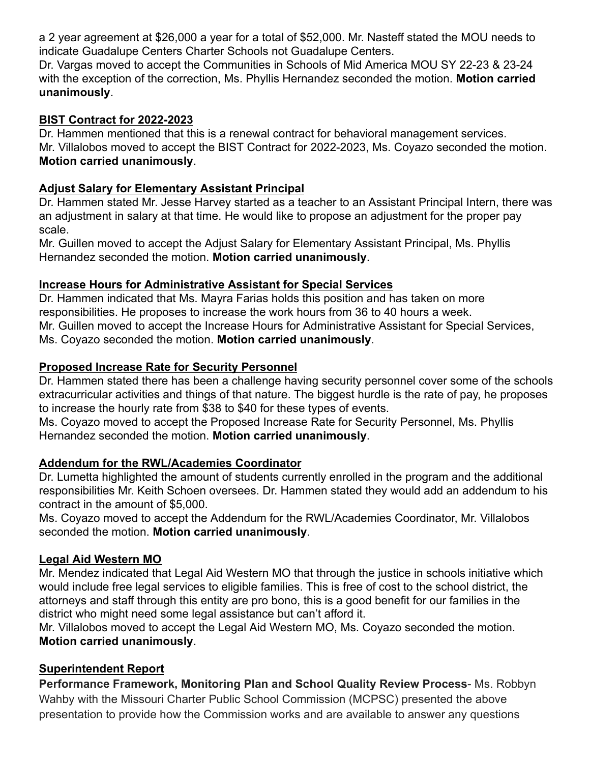a 2 year agreement at $26,000 a year for a total of $52,000. Mr. Nasteff stated the MOU needs to indicate Guadalupe Centers Charter Schools not Guadalupe Centers.
Dr. Vargas moved to accept the Communities in Schools of Mid America MOU SY 22-23 & 23-24 with the exception of the correction, Ms. Phyllis Hernandez seconded the motion. **Motion carried unanimously**.

**BIST Contract for 2022-2023**

Dr. Hammen mentioned that this is a renewal contract for behavioral management services.
Mr. Villalobos moved to accept the BIST Contract for 2022-2023, Ms. Coyazo seconded the motion. **Motion carried unanimously**.

**Adjust Salary for Elementary Assistant Principal**

Dr. Hammen stated Mr. Jesse Harvey started as a teacher to an Assistant Principal Intern, there was an adjustment in salary at that time. He would like to propose an adjustment for the proper pay scale.
Mr. Guillen moved to accept the Adjust Salary for Elementary Assistant Principal, Ms. Phyllis Hernandez seconded the motion. **Motion carried unanimously**.

**Increase Hours for Administrative Assistant for Special Services**

Dr. Hammen indicated that Ms. Mayra Farias holds this position and has taken on more responsibilities. He proposes to increase the work hours from 36 to 40 hours a week.
Mr. Guillen moved to accept the Increase Hours for Administrative Assistant for Special Services, Ms. Coyazo seconded the motion. **Motion carried unanimously**.

**Proposed Increase Rate for Security Personnel**

Dr. Hammen stated there has been a challenge having security personnel cover some of the schools extracurricular activities and things of that nature. The biggest hurdle is the rate of pay, he proposes to increase the hourly rate from $38 to $40 for these types of events.
Ms. Coyazo moved to accept the Proposed Increase Rate for Security Personnel, Ms. Phyllis Hernandez seconded the motion. **Motion carried unanimously**.

**Addendum for the RWL/Academies Coordinator**

Dr. Lumetta highlighted the amount of students currently enrolled in the program and the additional responsibilities Mr. Keith Schoen oversees. Dr. Hammen stated they would add an addendum to his contract in the amount of $5,000.
Ms. Coyazo moved to accept the Addendum for the RWL/Academies Coordinator, Mr. Villalobos seconded the motion. **Motion carried unanimously**.

**Legal Aid Western MO**

Mr. Mendez indicated that Legal Aid Western MO that through the justice in schools initiative which would include free legal services to eligible families. This is free of cost to the school district, the attorneys and staff through this entity are pro bono, this is a good benefit for our families in the district who might need some legal assistance but can't afford it.
Mr. Villalobos moved to accept the Legal Aid Western MO, Ms. Coyazo seconded the motion. **Motion carried unanimously**.

**Superintendent Report**

**Performance Framework, Monitoring Plan and School Quality Review Process**- Ms. Robbyn Wahby with the Missouri Charter Public School Commission (MCPSC) presented the above presentation to provide how the Commission works and are available to answer any questions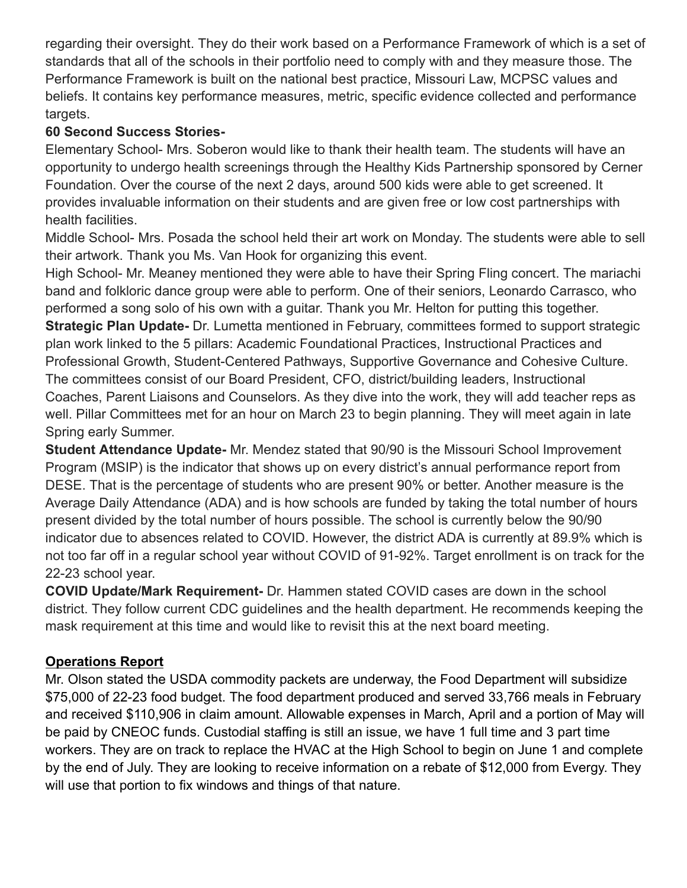regarding their oversight. They do their work based on a Performance Framework of which is a set of standards that all of the schools in their portfolio need to comply with and they measure those. The Performance Framework is built on the national best practice, Missouri Law, MCPSC values and beliefs. It contains key performance measures, metric, specific evidence collected and performance targets.

**60 Second Success Stories-**

Elementary School- Mrs. Soberon would like to thank their health team. The students will have an opportunity to undergo health screenings through the Healthy Kids Partnership sponsored by Cerner Foundation. Over the course of the next 2 days, around 500 kids were able to get screened. It provides invaluable information on their students and are given free or low cost partnerships with health facilities.

Middle School- Mrs. Posada the school held their art work on Monday. The students were able to sell their artwork. Thank you Ms. Van Hook for organizing this event.

High School- Mr. Meaney mentioned they were able to have their Spring Fling concert. The mariachi band and folkloric dance group were able to perform. One of their seniors, Leonardo Carrasco, who performed a song solo of his own with a guitar. Thank you Mr. Helton for putting this together.

**Strategic Plan Update-** Dr. Lumetta mentioned in February, committees formed to support strategic plan work linked to the 5 pillars: Academic Foundational Practices, Instructional Practices and Professional Growth, Student-Centered Pathways, Supportive Governance and Cohesive Culture. The committees consist of our Board President, CFO, district/building leaders, Instructional Coaches, Parent Liaisons and Counselors. As they dive into the work, they will add teacher reps as well. Pillar Committees met for an hour on March 23 to begin planning. They will meet again in late Spring early Summer.

**Student Attendance Update-** Mr. Mendez stated that 90/90 is the Missouri School Improvement Program (MSIP) is the indicator that shows up on every district's annual performance report from DESE. That is the percentage of students who are present 90% or better. Another measure is the Average Daily Attendance (ADA) and is how schools are funded by taking the total number of hours present divided by the total number of hours possible. The school is currently below the 90/90 indicator due to absences related to COVID. However, the district ADA is currently at 89.9% which is not too far off in a regular school year without COVID of 91-92%. Target enrollment is on track for the 22-23 school year.

**COVID Update/Mark Requirement-** Dr. Hammen stated COVID cases are down in the school district. They follow current CDC guidelines and the health department. He recommends keeping the mask requirement at this time and would like to revisit this at the next board meeting.

## Operations Report

Mr. Olson stated the USDA commodity packets are underway, the Food Department will subsidize $75,000 of 22-23 food budget. The food department produced and served 33,766 meals in February and received $110,906 in claim amount. Allowable expenses in March, April and a portion of May will be paid by CNEOC funds. Custodial staffing is still an issue, we have 1 full time and 3 part time workers. They are on track to replace the HVAC at the High School to begin on June 1 and complete by the end of July. They are looking to receive information on a rebate of $12,000 from Evergy. They will use that portion to fix windows and things of that nature.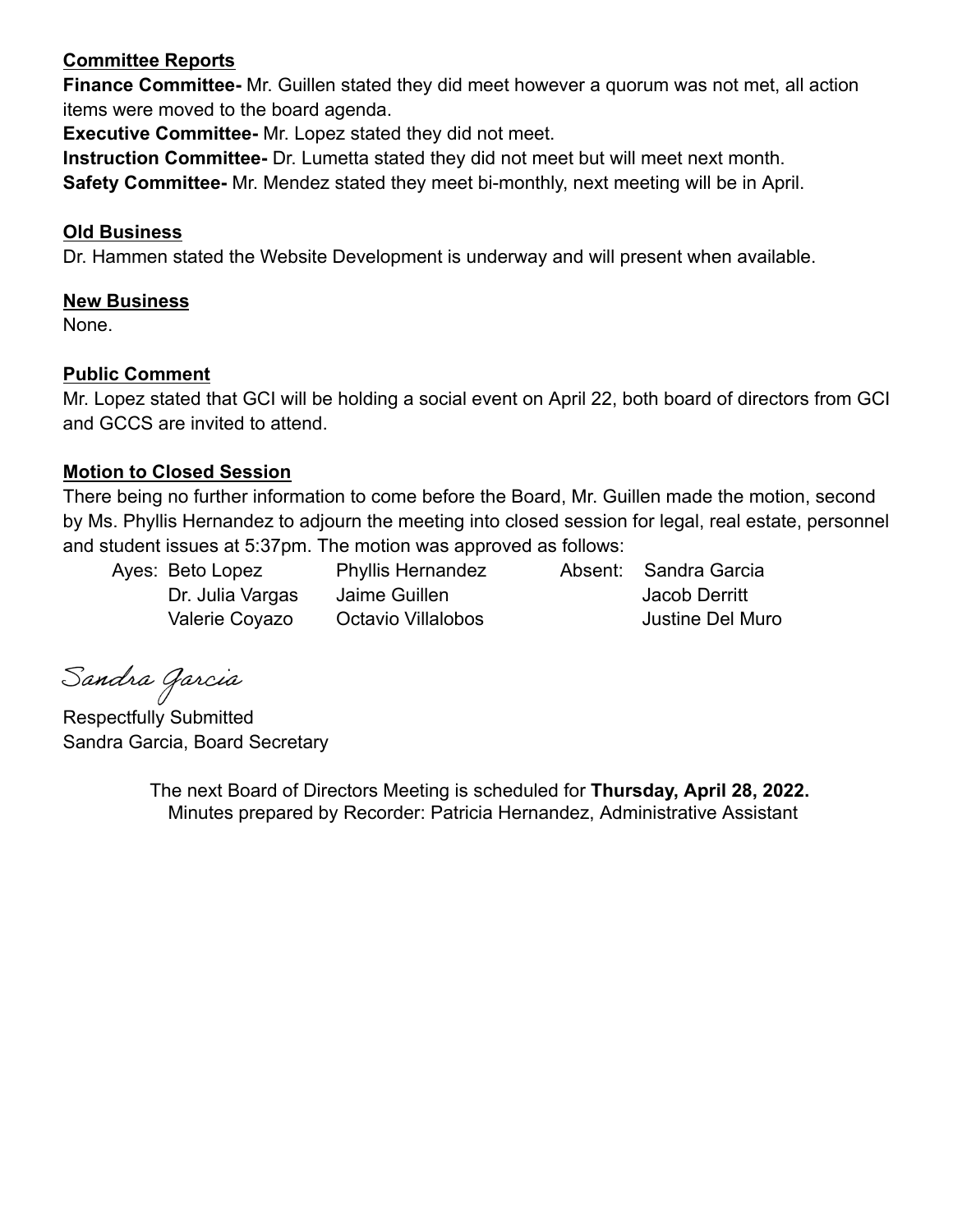**Committee Reports**

**Finance Committee-** Mr. Guillen stated they did meet however a quorum was not met, all action items were moved to the board agenda.

**Executive Committee-** Mr. Lopez stated they did not meet.

**Instruction Committee-** Dr. Lumetta stated they did not meet but will meet next month.

**Safety Committee-** Mr. Mendez stated they meet bi-monthly, next meeting will be in April.

**Old Business**

Dr. Hammen stated the Website Development is underway and will present when available.

**New Business**

None.

**Public Comment**

Mr. Lopez stated that GCI will be holding a social event on April 22, both board of directors from GCI and GCCS are invited to attend.

**Motion to Closed Session**

There being no further information to come before the Board, Mr. Guillen made the motion, second by Ms. Phyllis Hernandez to adjourn the meeting into closed session for legal, real estate, personnel and student issues at 5:37pm. The motion was approved as follows:

| | | | | |
|---|---|---|---|---|
| Ayes: | Beto Lopez | Phyllis Hernandez | Absent: | Sandra Garcia |
| | Dr. Julia Vargas | Jaime Guillen | | Jacob Derritt |
| | Valerie Coyazo | Octavio Villalobos | | Justine Del Muro |

*Sandra Garcia*

Respectfully Submitted
Sandra Garcia, Board Secretary

The next Board of Directors Meeting is scheduled for **Thursday, April 28, 2022.**
Minutes prepared by Recorder: Patricia Hernandez, Administrative Assistant